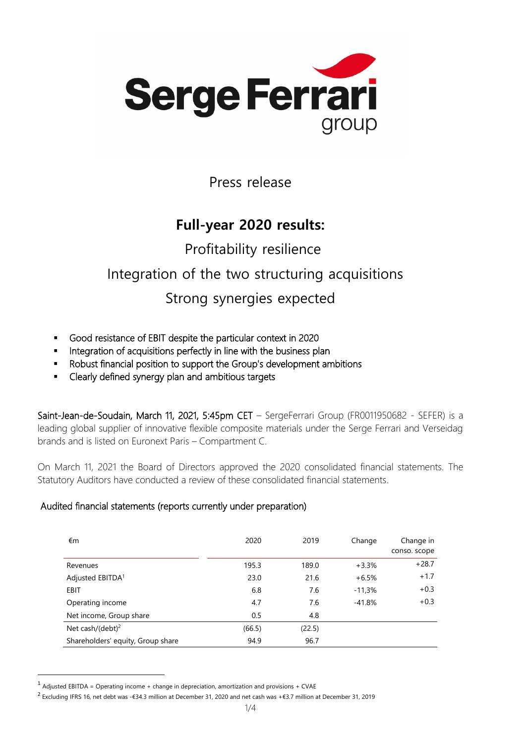Press release

# Full-year 2020 results:

## Profitability resilience

## Integration of the two structuring acquisitions

## Strong synergies expected

- Good resistance of EBIT despite the particular context in 2020
- Integration of acquisitions perfectly in line with the business plan
- Robust financial position to support the Group's development ambitions
- Clearly defined synergy plan and ambitious targets

Saint-Jean-de-Soudain, March 11, 2021, 5:45pm CET – SergeFerrari Group (FR0011950682 - SEFER) is a leading global supplier of innovative flexible composite materials under the Serge Ferrari and Verseidag brands and is listed on Euronext Paris – Compartment C.

On March 11, 2021 the Board of Directors approved the 2020 consolidated financial statements. The Statutory Auditors have conducted a review of these consolidated financial statements.

Audited financial statements (reports currently under preparation)

| €m | 2020 | 2019 | Change | Change in conso. scope |
|---|---|---|---|---|
| Revenues | 195.3 | 189.0 | +3.3% | +28.7 |
| Adjusted EBITDA[1] | 23.0 | 21.6 | +6.5% | +1.7 |
| EBIT | 6.8 | 7.6 | -11,3% | +0.3 |
| Operating income | 4.7 | 7.6 | -41.8% | +0.3 |
| Net income, Group share | 0.5 | 4.8 | | |
| Net cash/(debt)[2] | (66.5) | (22.5) | | |
| Shareholders' equity, Group share | 94.9 | 96.7 | | |

[1] Adjusted EBITDA = Operating income + change in depreciation, amortization and provisions + CVAE

[2] Excluding IFRS 16, net debt was -€34.3 million at December 31, 2020 and net cash was +€3.7 million at December 31, 2019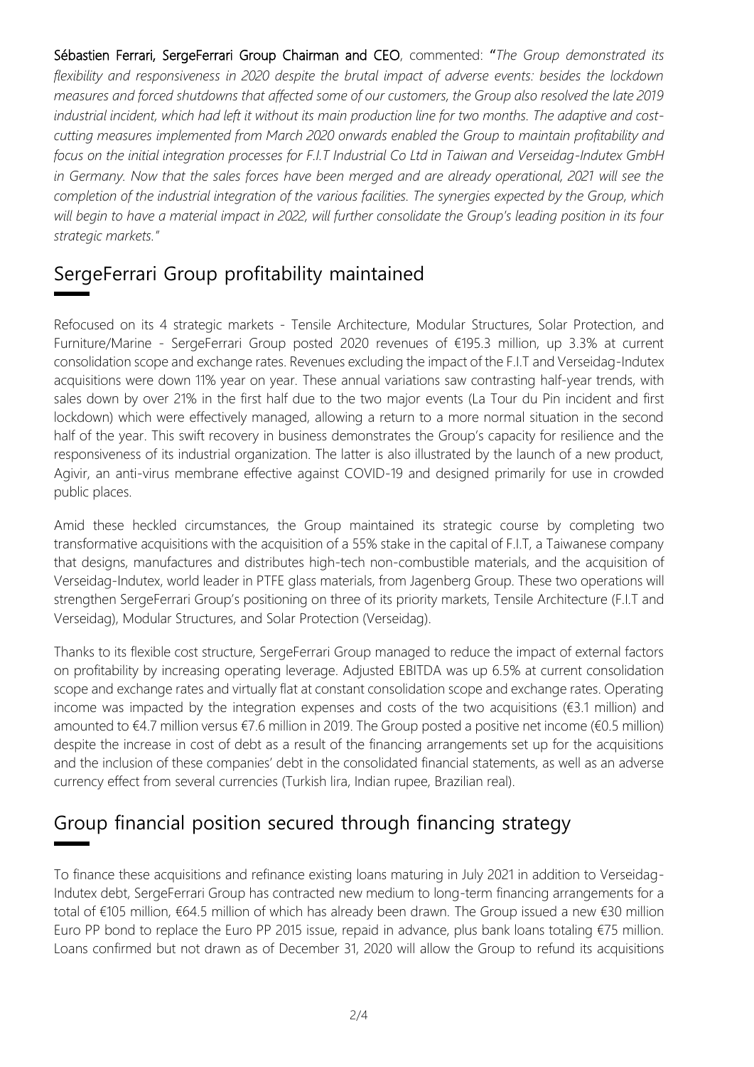**Sébastien Ferrari, SergeFerrari Group Chairman and CEO**, commented: "*The Group demonstrated its flexibility and responsiveness in 2020 despite the brutal impact of adverse events: besides the lockdown measures and forced shutdowns that affected some of our customers, the Group also resolved the late 2019 industrial incident, which had left it without its main production line for two months. The adaptive and cost-cutting measures implemented from March 2020 onwards enabled the Group to maintain profitability and focus on the initial integration processes for F.I.T Industrial Co Ltd in Taiwan and Verseidag-Indutex GmbH in Germany. Now that the sales forces have been merged and are already operational, 2021 will see the completion of the industrial integration of the various facilities. The synergies expected by the Group, which will begin to have a material impact in 2022, will further consolidate the Group's leading position in its four strategic markets.*"

## SergeFerrari Group profitability maintained

Refocused on its 4 strategic markets - Tensile Architecture, Modular Structures, Solar Protection, and Furniture/Marine - SergeFerrari Group posted 2020 revenues of €195.3 million, up 3.3% at current consolidation scope and exchange rates. Revenues excluding the impact of the F.I.T and Verseidag-Indutex acquisitions were down 11% year on year. These annual variations saw contrasting half-year trends, with sales down by over 21% in the first half due to the two major events (La Tour du Pin incident and first lockdown) which were effectively managed, allowing a return to a more normal situation in the second half of the year. This swift recovery in business demonstrates the Group's capacity for resilience and the responsiveness of its industrial organization. The latter is also illustrated by the launch of a new product, Agivir, an anti-virus membrane effective against COVID-19 and designed primarily for use in crowded public places.

Amid these heckled circumstances, the Group maintained its strategic course by completing two transformative acquisitions with the acquisition of a 55% stake in the capital of F.I.T, a Taiwanese company that designs, manufactures and distributes high-tech non-combustible materials, and the acquisition of Verseidag-Indutex, world leader in PTFE glass materials, from Jagenberg Group. These two operations will strengthen SergeFerrari Group's positioning on three of its priority markets, Tensile Architecture (F.I.T and Verseidag), Modular Structures, and Solar Protection (Verseidag).

Thanks to its flexible cost structure, SergeFerrari Group managed to reduce the impact of external factors on profitability by increasing operating leverage. Adjusted EBITDA was up 6.5% at current consolidation scope and exchange rates and virtually flat at constant consolidation scope and exchange rates. Operating income was impacted by the integration expenses and costs of the two acquisitions (€3.1 million) and amounted to €4.7 million versus €7.6 million in 2019. The Group posted a positive net income (€0.5 million) despite the increase in cost of debt as a result of the financing arrangements set up for the acquisitions and the inclusion of these companies' debt in the consolidated financial statements, as well as an adverse currency effect from several currencies (Turkish lira, Indian rupee, Brazilian real).

## Group financial position secured through financing strategy

To finance these acquisitions and refinance existing loans maturing in July 2021 in addition to Verseidag-Indutex debt, SergeFerrari Group has contracted new medium to long-term financing arrangements for a total of €105 million, €64.5 million of which has already been drawn. The Group issued a new €30 million Euro PP bond to replace the Euro PP 2015 issue, repaid in advance, plus bank loans totaling €75 million. Loans confirmed but not drawn as of December 31, 2020 will allow the Group to refund its acquisitions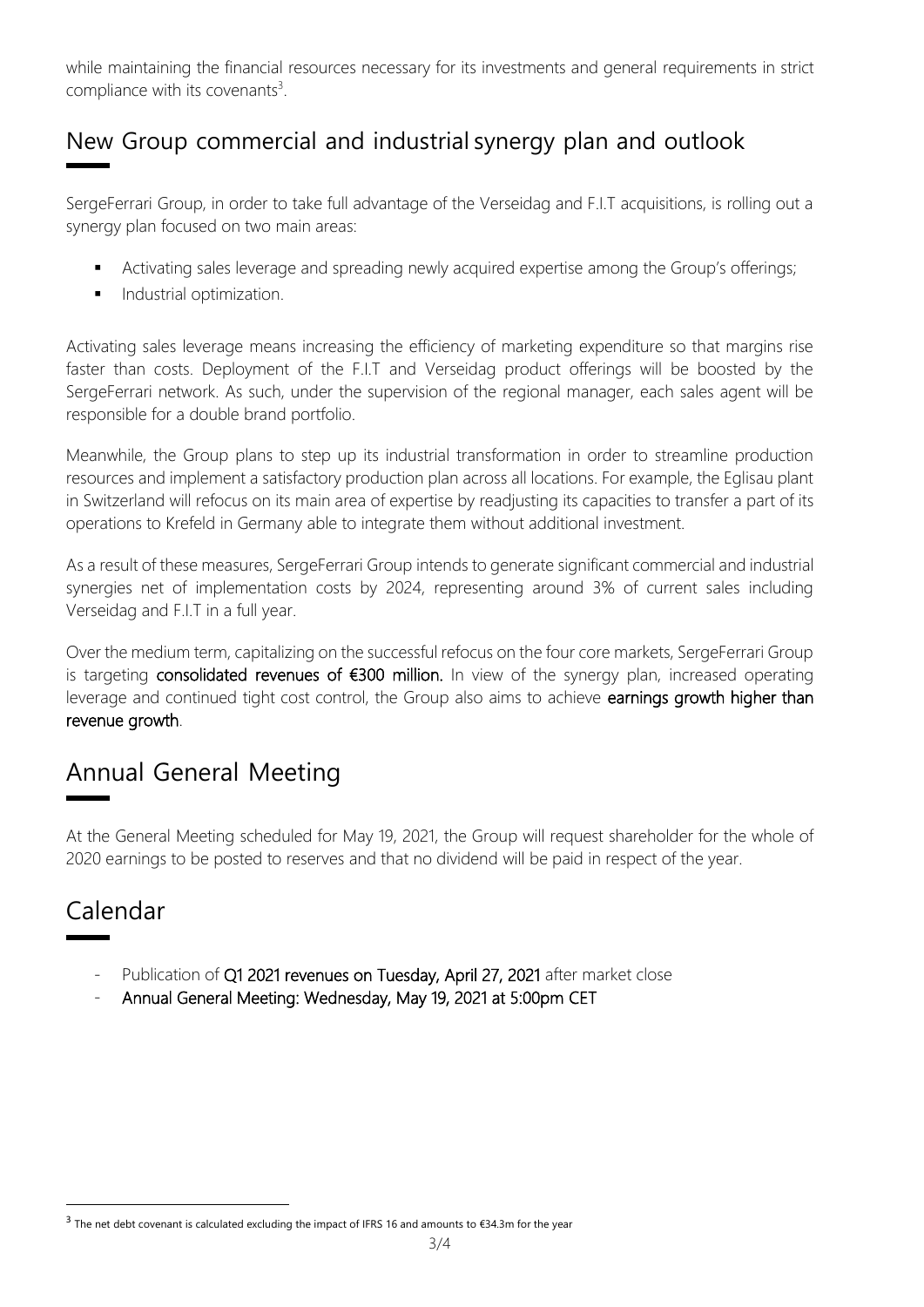while maintaining the financial resources necessary for its investments and general requirements in strict compliance with its covenants[3].

## New Group commercial and industrial synergy plan and outlook

SergeFerrari Group, in order to take full advantage of the Verseidag and F.I.T acquisitions, is rolling out a synergy plan focused on two main areas:

- Activating sales leverage and spreading newly acquired expertise among the Group's offerings;
- Industrial optimization.

Activating sales leverage means increasing the efficiency of marketing expenditure so that margins rise faster than costs. Deployment of the F.I.T and Verseidag product offerings will be boosted by the SergeFerrari network. As such, under the supervision of the regional manager, each sales agent will be responsible for a double brand portfolio.

Meanwhile, the Group plans to step up its industrial transformation in order to streamline production resources and implement a satisfactory production plan across all locations. For example, the Eglisau plant in Switzerland will refocus on its main area of expertise by readjusting its capacities to transfer a part of its operations to Krefeld in Germany able to integrate them without additional investment.

As a result of these measures, SergeFerrari Group intends to generate significant commercial and industrial synergies net of implementation costs by 2024, representing around 3% of current sales including Verseidag and F.I.T in a full year.

Over the medium term, capitalizing on the successful refocus on the four core markets, SergeFerrari Group is targeting **consolidated revenues of €300 million.** In view of the synergy plan, increased operating leverage and continued tight cost control, the Group also aims to achieve **earnings growth higher than revenue growth**.

## Annual General Meeting

At the General Meeting scheduled for May 19, 2021, the Group will request shareholder for the whole of 2020 earnings to be posted to reserves and that no dividend will be paid in respect of the year.

## Calendar

- Publication of **Q1 2021 revenues on Tuesday, April 27, 2021** after market close
- **Annual General Meeting: Wednesday, May 19, 2021 at 5:00pm CET**

[3] The net debt covenant is calculated excluding the impact of IFRS 16 and amounts to €34.3m for the year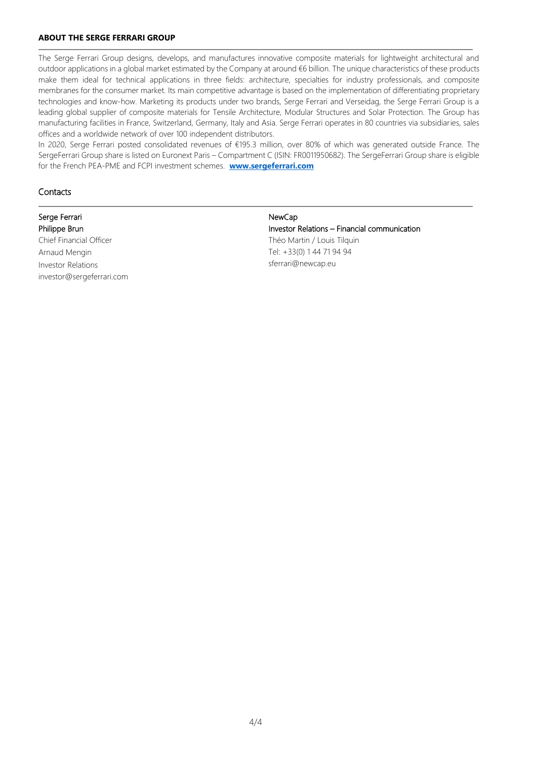## ABOUT THE SERGE FERRARI GROUP

The Serge Ferrari Group designs, develops, and manufactures innovative composite materials for lightweight architectural and outdoor applications in a global market estimated by the Company at around €6 billion. The unique characteristics of these products make them ideal for technical applications in three fields: architecture, specialties for industry professionals, and composite membranes for the consumer market. Its main competitive advantage is based on the implementation of differentiating proprietary technologies and know-how. Marketing its products under two brands, Serge Ferrari and Verseidag, the Serge Ferrari Group is a leading global supplier of composite materials for Tensile Architecture, Modular Structures and Solar Protection. The Group has manufacturing facilities in France, Switzerland, Germany, Italy and Asia. Serge Ferrari operates in 80 countries via subsidiaries, sales offices and a worldwide network of over 100 independent distributors.

In 2020, Serge Ferrari posted consolidated revenues of €195.3 million, over 80% of which was generated outside France. The SergeFerrari Group share is listed on Euronext Paris – Compartment C (ISIN: FR0011950682). The SergeFerrari Group share is eligible for the French PEA-PME and FCPI investment schemes. **www.sergeferrari.com**

## Contacts

Serge Ferrari
Philippe Brun
Chief Financial Officer
Arnaud Mengin
Investor Relations
investor@sergeferrari.com

NewCap
Investor Relations – Financial communication
Théo Martin / Louis Tilquin
Tel: +33(0) 1 44 71 94 94
sferrari@newcap.eu